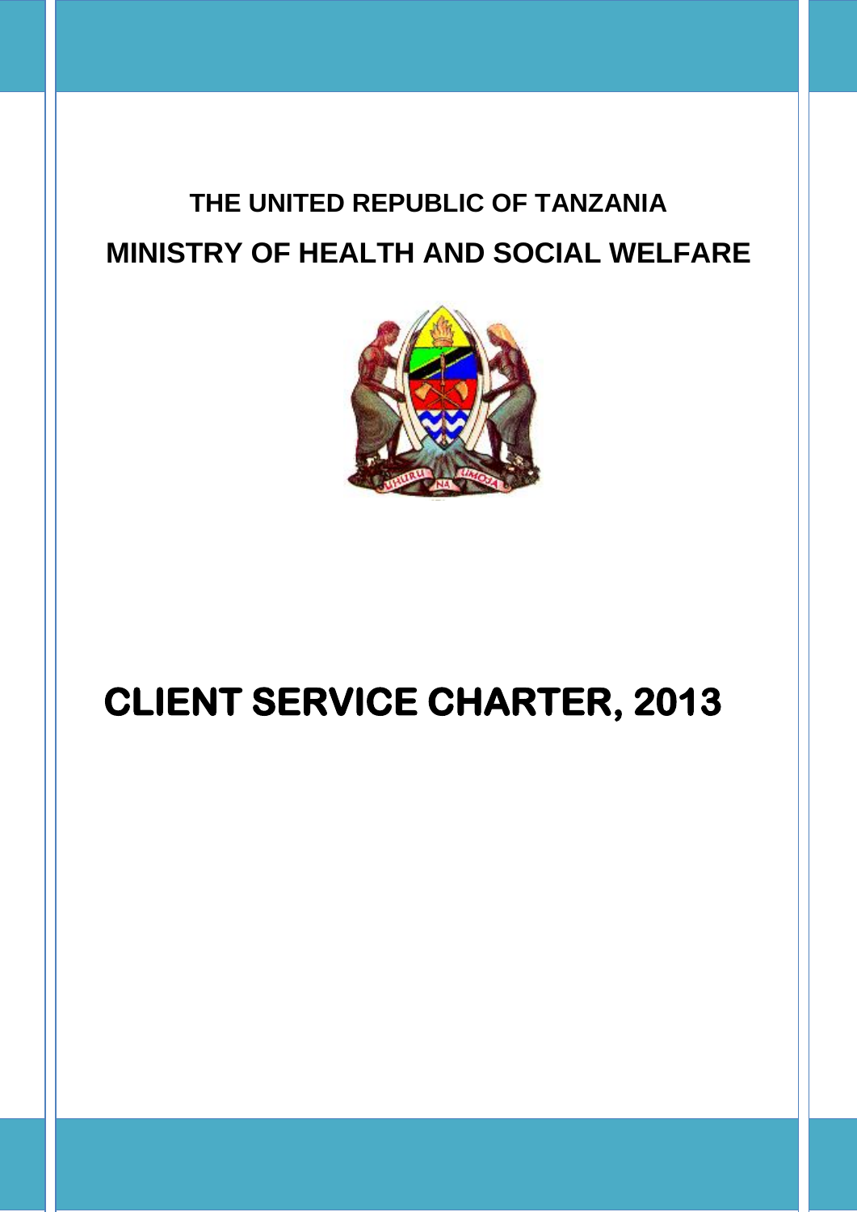**THE UNITED REPUBLIC OF TANZANIA**

**MINISTRY OF HEALTH AND SOCIAL WELFARE**

# CLIENT SERVICE CHARTER, 2013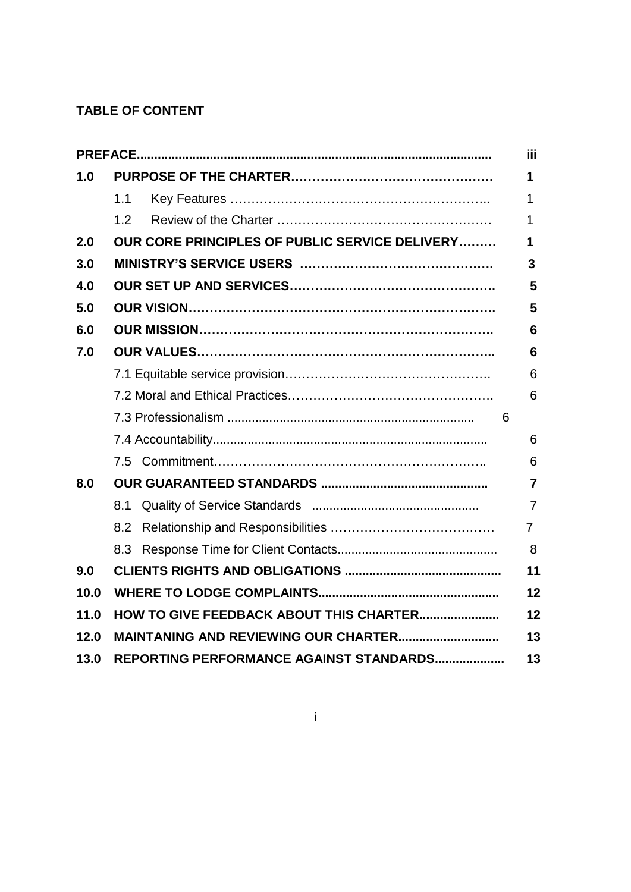## TABLE OF CONTENT

| | | |
|---|---|---|
| **PREFACE** | | **iii** |
| **1.0** | **PURPOSE OF THE CHARTER** | **1** |
| | 1.1 Key Features | 1 |
| | 1.2 Review of the Charter | 1 |
| **2.0** | **OUR CORE PRINCIPLES OF PUBLIC SERVICE DELIVERY** | **1** |
| **3.0** | **MINISTRY'S SERVICE USERS** | **3** |
| **4.0** | **OUR SET UP AND SERVICES** | **5** |
| **5.0** | **OUR VISION** | **5** |
| **6.0** | **OUR MISSION** | **6** |
| **7.0** | **OUR VALUES** | **6** |
| | 7.1 Equitable service provision | 6 |
| | 7.2 Moral and Ethical Practices | 6 |
| | 7.3 Professionalism | 6 |
| | 7.4 Accountability | 6 |
| | 7.5 Commitment | 6 |
| **8.0** | **OUR GUARANTEED STANDARDS** | **7** |
| | 8.1 Quality of Service Standards | 7 |
| | 8.2 Relationship and Responsibilities | 7 |
| | 8.3 Response Time for Client Contacts | 8 |
| **9.0** | **CLIENTS RIGHTS AND OBLIGATIONS** | **11** |
| **10.0** | **WHERE TO LODGE COMPLAINTS** | **12** |
| **11.0** | **HOW TO GIVE FEEDBACK ABOUT THIS CHARTER** | **12** |
| **12.0** | **MAINTANING AND REVIEWING OUR CHARTER** | **13** |
| **13.0** | **REPORTING PERFORMANCE AGAINST STANDARDS** | **13** |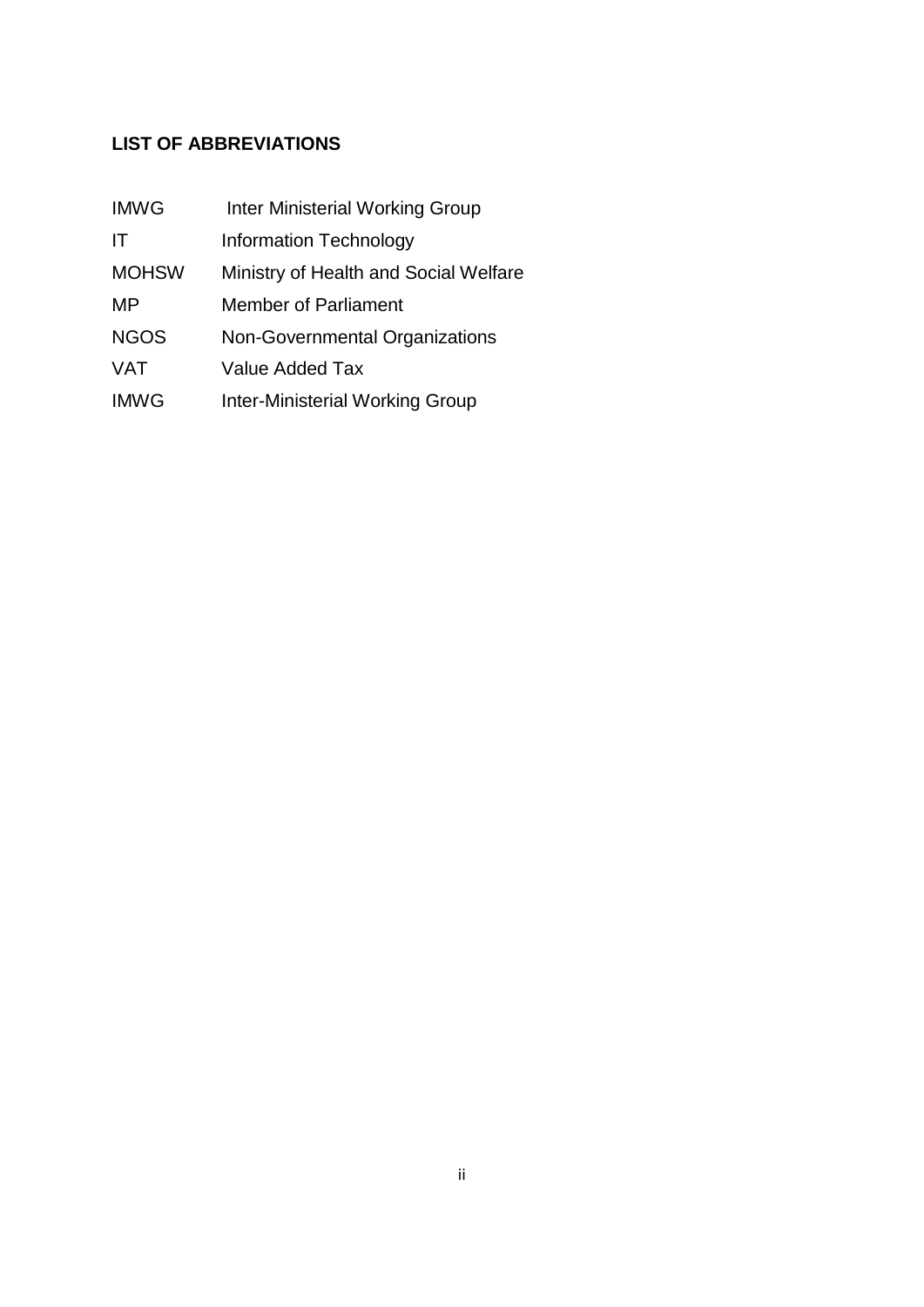## LIST OF ABBREVIATIONS

| | |
|---|---|
| IMWG | Inter Ministerial Working Group |
| IT | Information Technology |
| MOHSW | Ministry of Health and Social Welfare |
| MP | Member of Parliament |
| NGOS | Non-Governmental Organizations |
| VAT | Value Added Tax |
| IMWG | Inter-Ministerial Working Group |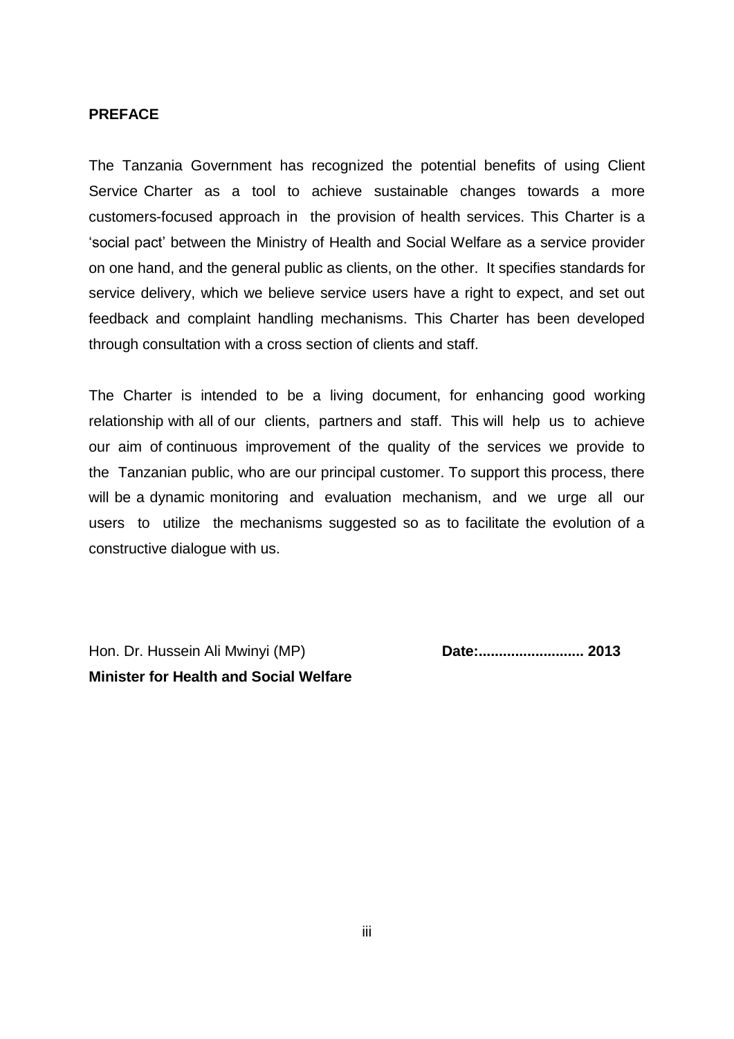## PREFACE

The Tanzania Government has recognized the potential benefits of using Client Service Charter as a tool to achieve sustainable changes towards a more customers-focused approach in the provision of health services. This Charter is a 'social pact' between the Ministry of Health and Social Welfare as a service provider on one hand, and the general public as clients, on the other. It specifies standards for service delivery, which we believe service users have a right to expect, and set out feedback and complaint handling mechanisms. This Charter has been developed through consultation with a cross section of clients and staff.

The Charter is intended to be a living document, for enhancing good working relationship with all of our clients, partners and staff. This will help us to achieve our aim of continuous improvement of the quality of the services we provide to the Tanzanian public, who are our principal customer. To support this process, there will be a dynamic monitoring and evaluation mechanism, and we urge all our users to utilize the mechanisms suggested so as to facilitate the evolution of a constructive dialogue with us.

Hon. Dr. Hussein Ali Mwinyi (MP) **Date:......................... 2013**
**Minister for Health and Social Welfare**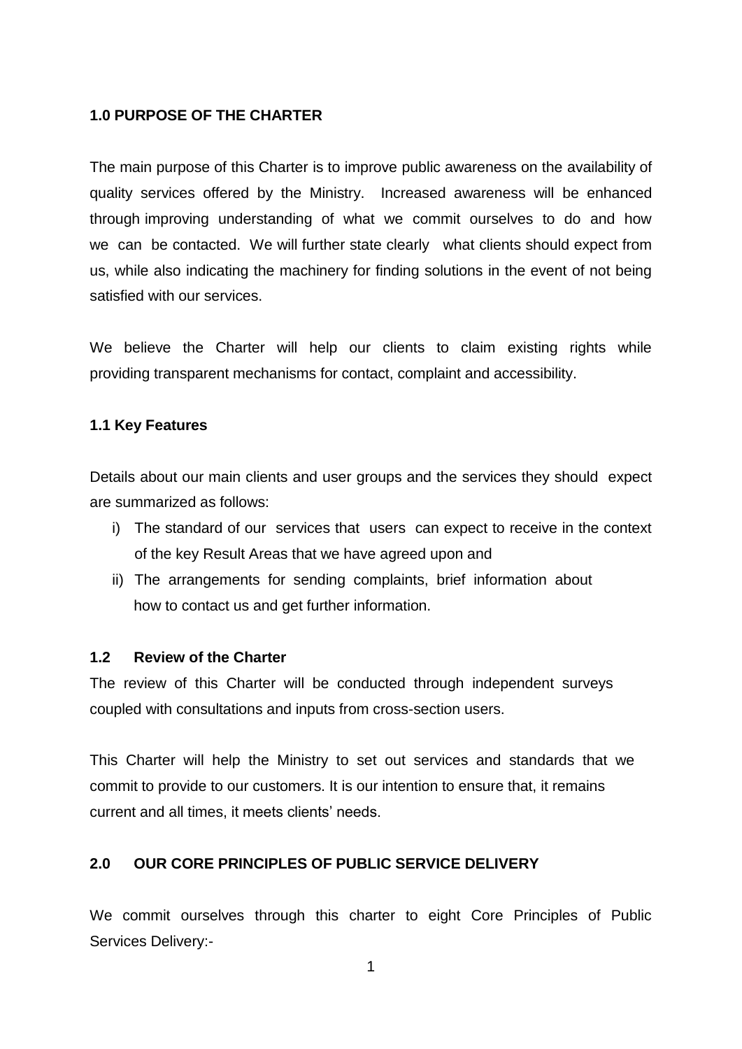## 1.0 PURPOSE OF THE CHARTER

The main purpose of this Charter is to improve public awareness on the availability of quality services offered by the Ministry. Increased awareness will be enhanced through improving understanding of what we commit ourselves to do and how we can be contacted. We will further state clearly what clients should expect from us, while also indicating the machinery for finding solutions in the event of not being satisfied with our services.

We believe the Charter will help our clients to claim existing rights while providing transparent mechanisms for contact, complaint and accessibility.

### 1.1 Key Features

Details about our main clients and user groups and the services they should expect are summarized as follows:

i) The standard of our services that users can expect to receive in the context of the key Result Areas that we have agreed upon and
ii) The arrangements for sending complaints, brief information about how to contact us and get further information.

### 1.2 Review of the Charter

The review of this Charter will be conducted through independent surveys coupled with consultations and inputs from cross-section users.

This Charter will help the Ministry to set out services and standards that we commit to provide to our customers. It is our intention to ensure that, it remains current and all times, it meets clients' needs.

## 2.0 OUR CORE PRINCIPLES OF PUBLIC SERVICE DELIVERY

We commit ourselves through this charter to eight Core Principles of Public Services Delivery:-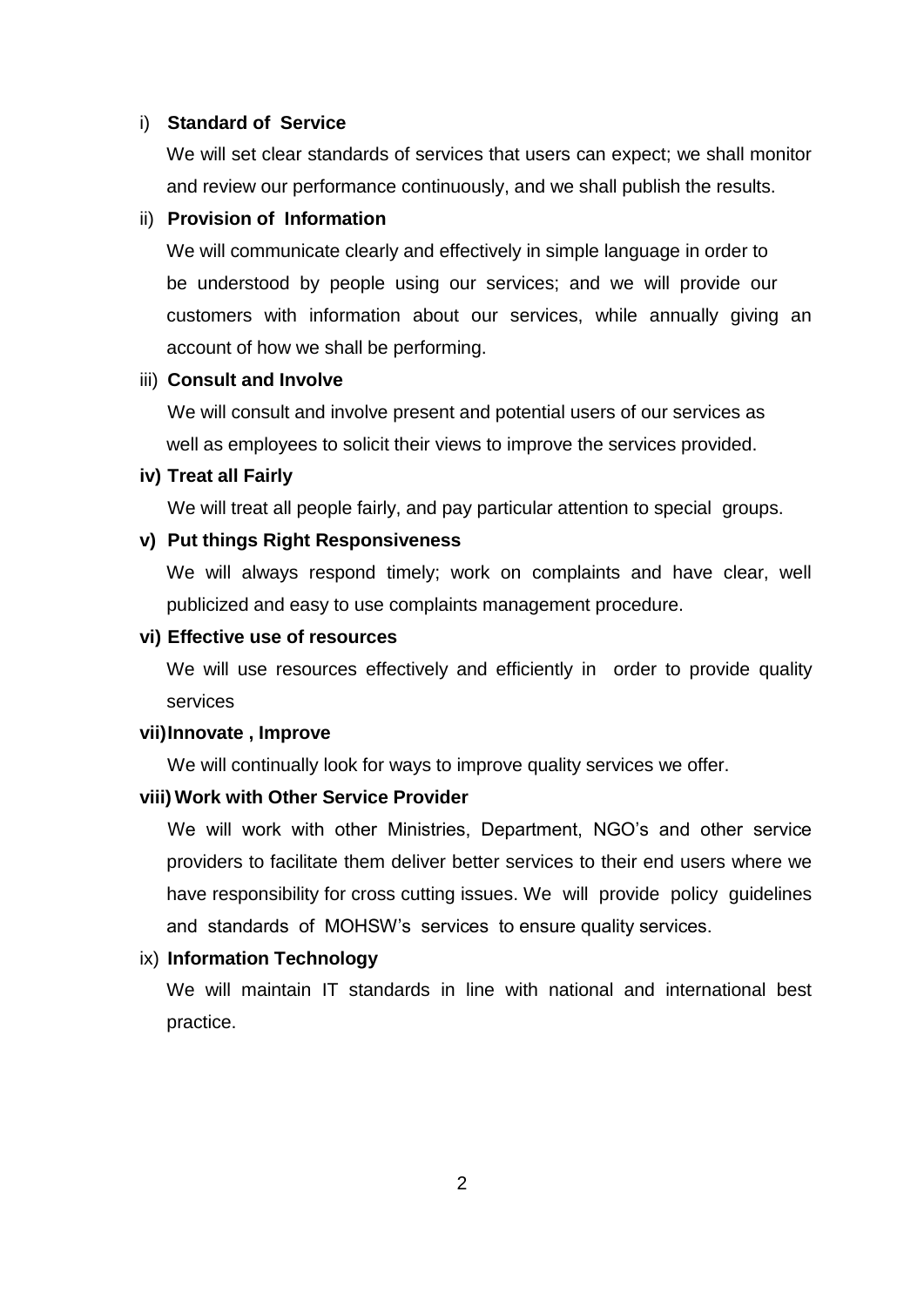i) **Standard of Service**

We will set clear standards of services that users can expect; we shall monitor and review our performance continuously, and we shall publish the results.

ii) **Provision of Information**

We will communicate clearly and effectively in simple language in order to be understood by people using our services; and we will provide our customers with information about our services, while annually giving an account of how we shall be performing.

iii) **Consult and Involve**

We will consult and involve present and potential users of our services as well as employees to solicit their views to improve the services provided.

**iv) Treat all Fairly**

We will treat all people fairly, and pay particular attention to special groups.

**v) Put things Right Responsiveness**

We will always respond timely; work on complaints and have clear, well publicized and easy to use complaints management procedure.

**vi) Effective use of resources**

We will use resources effectively and efficiently in order to provide quality services

**vii) Innovate , Improve**

We will continually look for ways to improve quality services we offer.

**viii) Work with Other Service Provider**

We will work with other Ministries, Department, NGO's and other service providers to facilitate them deliver better services to their end users where we have responsibility for cross cutting issues. We will provide policy guidelines and standards of MOHSW's services to ensure quality services.

ix) **Information Technology**

We will maintain IT standards in line with national and international best practice.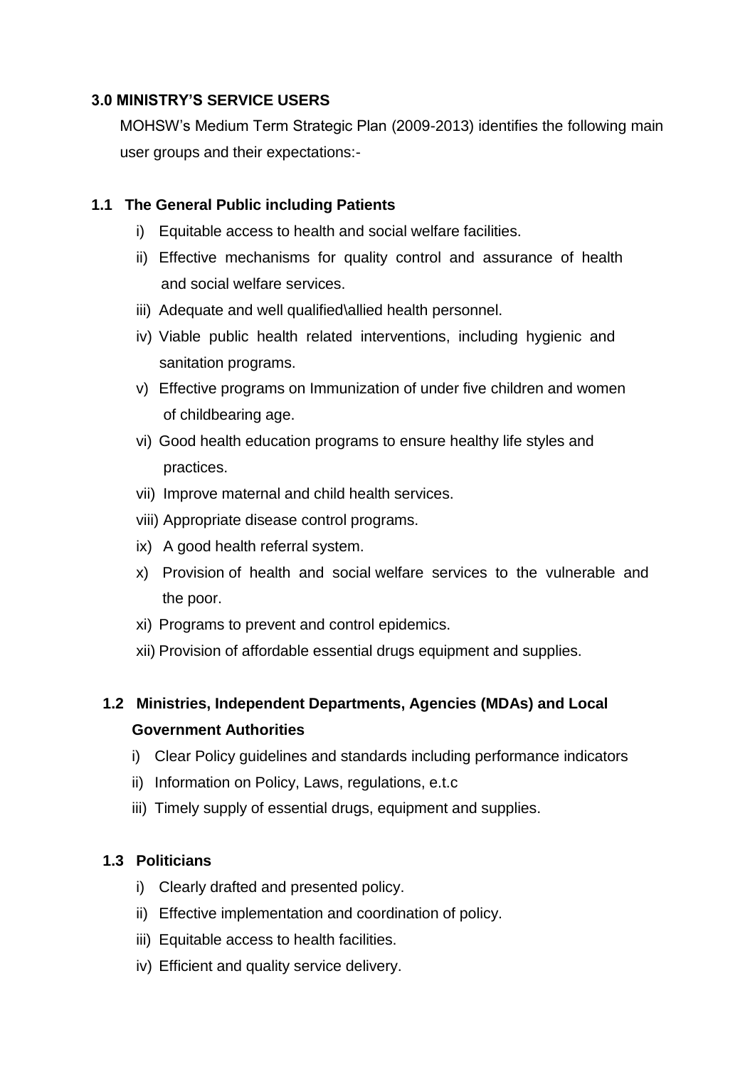## 3.0 MINISTRY'S SERVICE USERS

MOHSW's Medium Term Strategic Plan (2009-2013) identifies the following main user groups and their expectations:-

### 1.1 The General Public including Patients

i) Equitable access to health and social welfare facilities.

ii) Effective mechanisms for quality control and assurance of health and social welfare services.

iii) Adequate and well qualified\allied health personnel.

iv) Viable public health related interventions, including hygienic and sanitation programs.

v) Effective programs on Immunization of under five children and women of childbearing age.

vi) Good health education programs to ensure healthy life styles and practices.

vii) Improve maternal and child health services.

viii) Appropriate disease control programs.

ix) A good health referral system.

x) Provision of health and social welfare services to the vulnerable and the poor.

xi) Programs to prevent and control epidemics.

xii) Provision of affordable essential drugs equipment and supplies.

### 1.2 Ministries, Independent Departments, Agencies (MDAs) and Local Government Authorities

i) Clear Policy guidelines and standards including performance indicators

ii) Information on Policy, Laws, regulations, e.t.c

iii) Timely supply of essential drugs, equipment and supplies.

### 1.3 Politicians

i) Clearly drafted and presented policy.

ii) Effective implementation and coordination of policy.

iii) Equitable access to health facilities.

iv) Efficient and quality service delivery.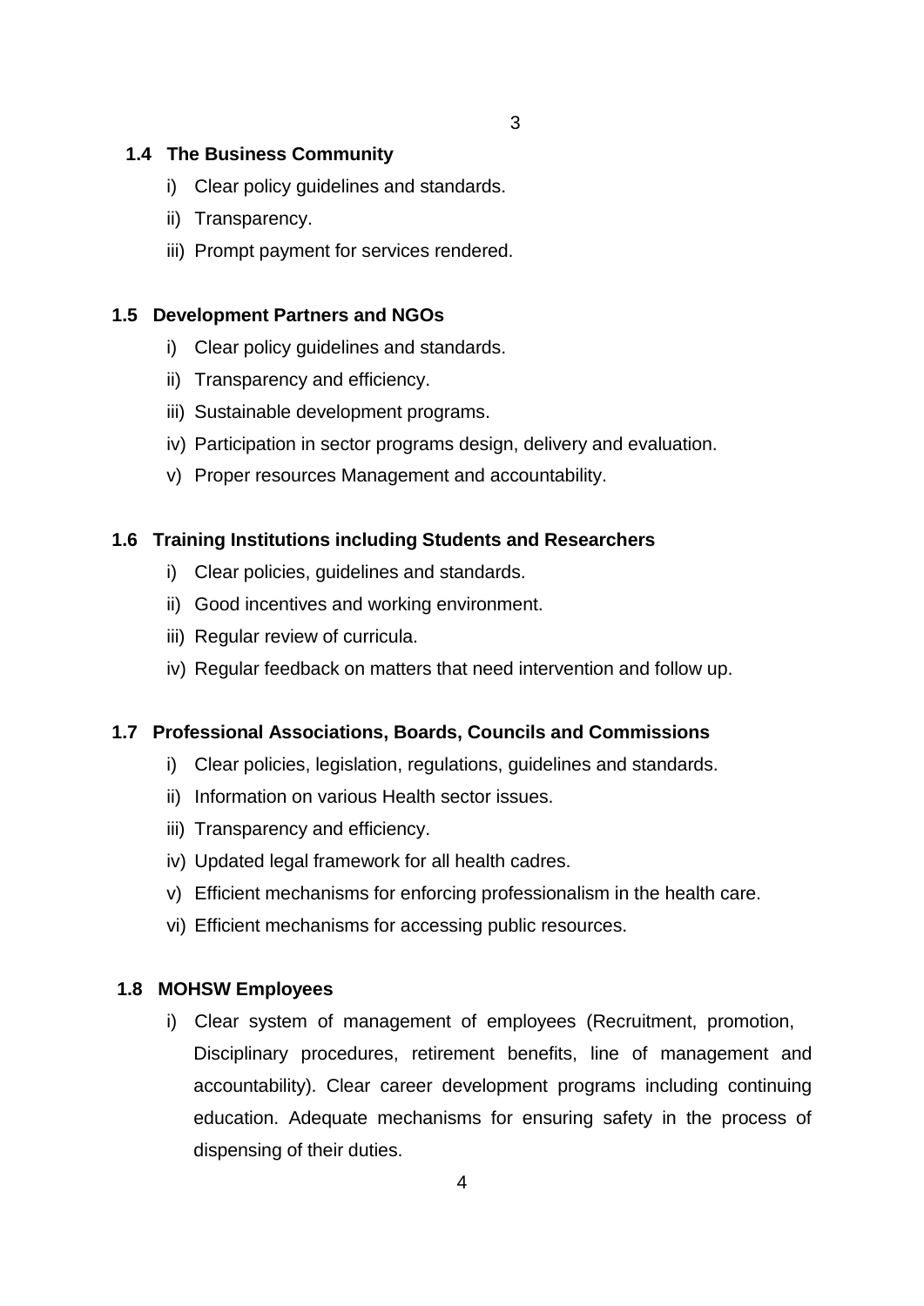### 1.4 The Business Community

i) Clear policy guidelines and standards.

ii) Transparency.

iii) Prompt payment for services rendered.

### 1.5 Development Partners and NGOs

i) Clear policy guidelines and standards.

ii) Transparency and efficiency.

iii) Sustainable development programs.

iv) Participation in sector programs design, delivery and evaluation.

v) Proper resources Management and accountability.

### 1.6 Training Institutions including Students and Researchers

i) Clear policies, guidelines and standards.

ii) Good incentives and working environment.

iii) Regular review of curricula.

iv) Regular feedback on matters that need intervention and follow up.

### 1.7 Professional Associations, Boards, Councils and Commissions

i) Clear policies, legislation, regulations, guidelines and standards.

ii) Information on various Health sector issues.

iii) Transparency and efficiency.

iv) Updated legal framework for all health cadres.

v) Efficient mechanisms for enforcing professionalism in the health care.

vi) Efficient mechanisms for accessing public resources.

### 1.8 MOHSW Employees

i) Clear system of management of employees (Recruitment, promotion, Disciplinary procedures, retirement benefits, line of management and accountability). Clear career development programs including continuing education. Adequate mechanisms for ensuring safety in the process of dispensing of their duties.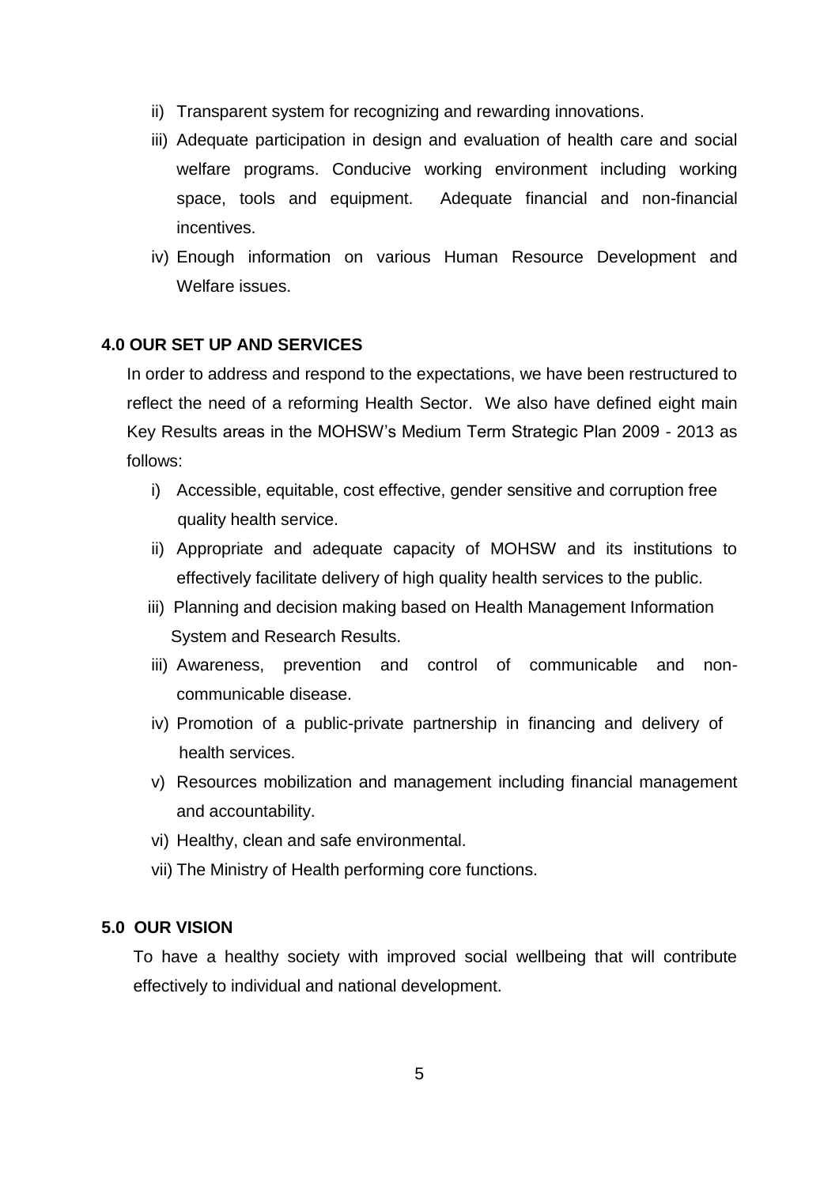ii) Transparent system for recognizing and rewarding innovations.

iii) Adequate participation in design and evaluation of health care and social welfare programs. Conducive working environment including working space, tools and equipment. Adequate financial and non-financial incentives.

iv) Enough information on various Human Resource Development and Welfare issues.

## 4.0 OUR SET UP AND SERVICES

In order to address and respond to the expectations, we have been restructured to reflect the need of a reforming Health Sector. We also have defined eight main Key Results areas in the MOHSW's Medium Term Strategic Plan 2009 - 2013 as follows:

i) Accessible, equitable, cost effective, gender sensitive and corruption free quality health service.

ii) Appropriate and adequate capacity of MOHSW and its institutions to effectively facilitate delivery of high quality health services to the public.

iii) Planning and decision making based on Health Management Information System and Research Results.

iii) Awareness, prevention and control of communicable and non-communicable disease.

iv) Promotion of a public-private partnership in financing and delivery of health services.

v) Resources mobilization and management including financial management and accountability.

vi) Healthy, clean and safe environmental.

vii) The Ministry of Health performing core functions.

## 5.0 OUR VISION

To have a healthy society with improved social wellbeing that will contribute effectively to individual and national development.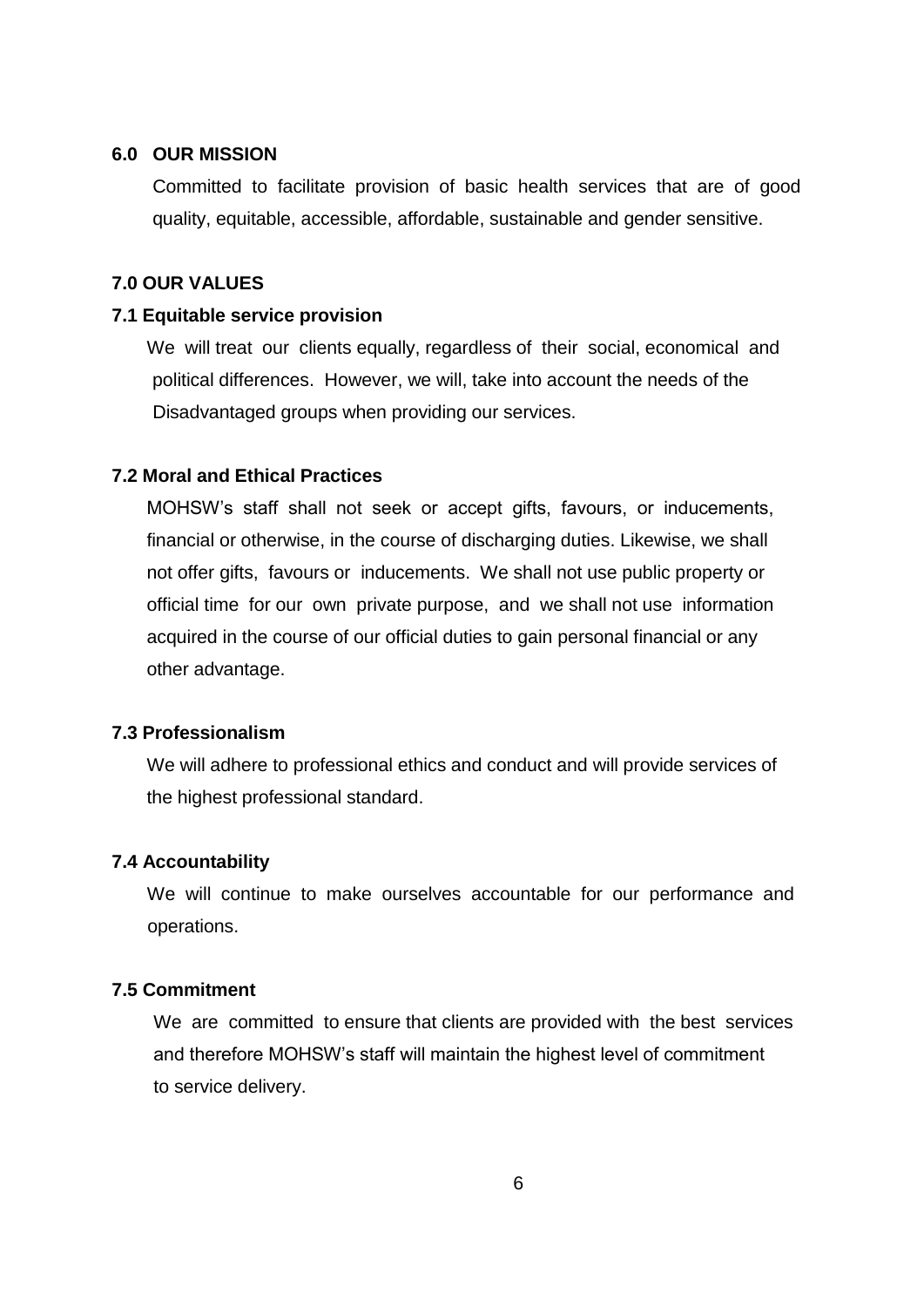## 6.0 OUR MISSION

Committed to facilitate provision of basic health services that are of good quality, equitable, accessible, affordable, sustainable and gender sensitive.

## 7.0 OUR VALUES

### 7.1 Equitable service provision

We will treat our clients equally, regardless of their social, economical and political differences. However, we will, take into account the needs of the Disadvantaged groups when providing our services.

### 7.2 Moral and Ethical Practices

MOHSW's staff shall not seek or accept gifts, favours, or inducements, financial or otherwise, in the course of discharging duties. Likewise, we shall not offer gifts, favours or inducements. We shall not use public property or official time for our own private purpose, and we shall not use information acquired in the course of our official duties to gain personal financial or any other advantage.

### 7.3 Professionalism

We will adhere to professional ethics and conduct and will provide services of the highest professional standard.

### 7.4 Accountability

We will continue to make ourselves accountable for our performance and operations.

### 7.5 Commitment

We are committed to ensure that clients are provided with the best services and therefore MOHSW's staff will maintain the highest level of commitment to service delivery.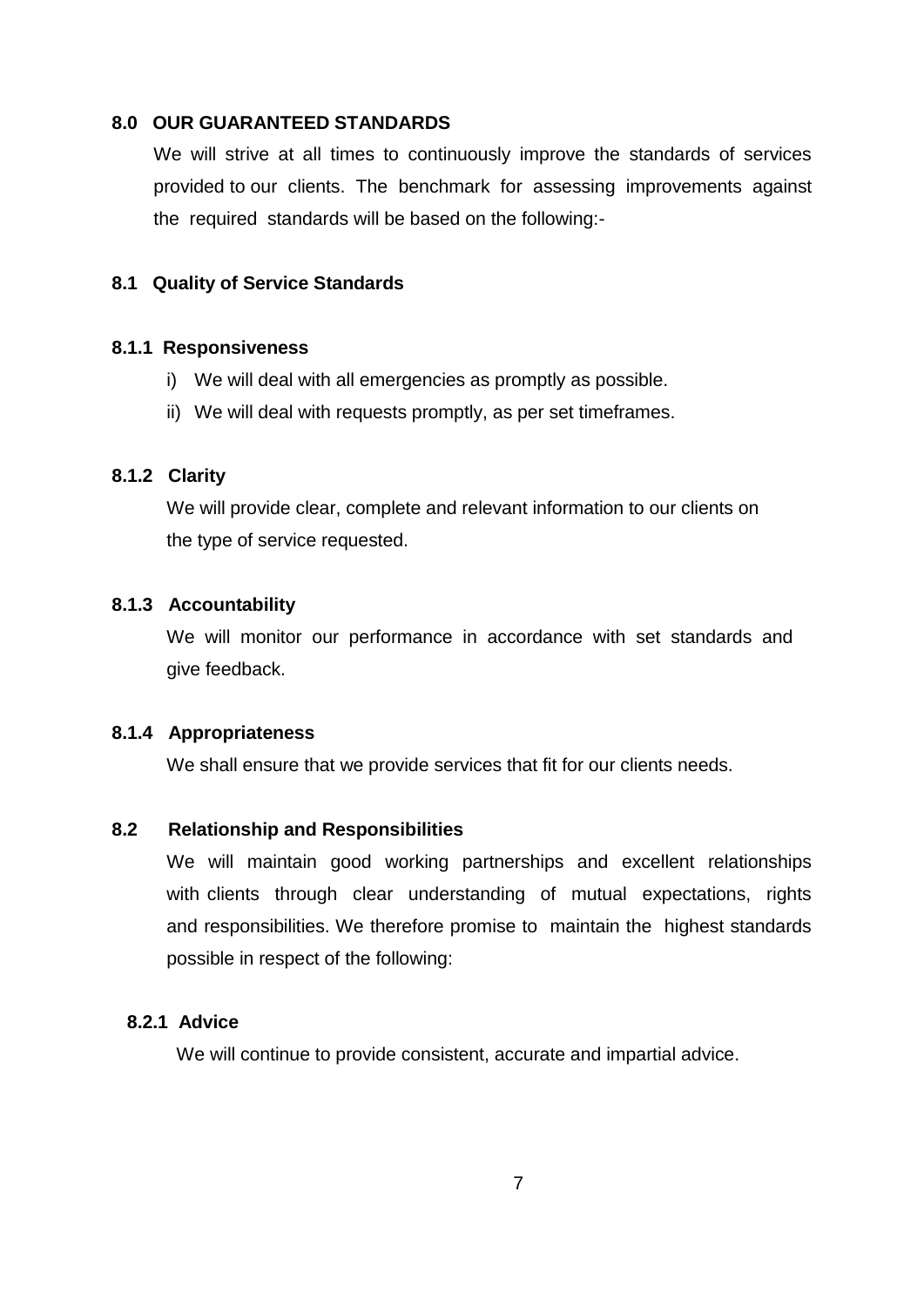## 8.0 OUR GUARANTEED STANDARDS

We will strive at all times to continuously improve the standards of services provided to our clients. The benchmark for assessing improvements against the required standards will be based on the following:-

### 8.1 Quality of Service Standards

#### 8.1.1 Responsiveness

i) We will deal with all emergencies as promptly as possible.

ii) We will deal with requests promptly, as per set timeframes.

#### 8.1.2 Clarity

We will provide clear, complete and relevant information to our clients on the type of service requested.

#### 8.1.3 Accountability

We will monitor our performance in accordance with set standards and give feedback.

#### 8.1.4 Appropriateness

We shall ensure that we provide services that fit for our clients needs.

### 8.2 Relationship and Responsibilities

We will maintain good working partnerships and excellent relationships with clients through clear understanding of mutual expectations, rights and responsibilities. We therefore promise to maintain the highest standards possible in respect of the following:

#### 8.2.1 Advice

We will continue to provide consistent, accurate and impartial advice.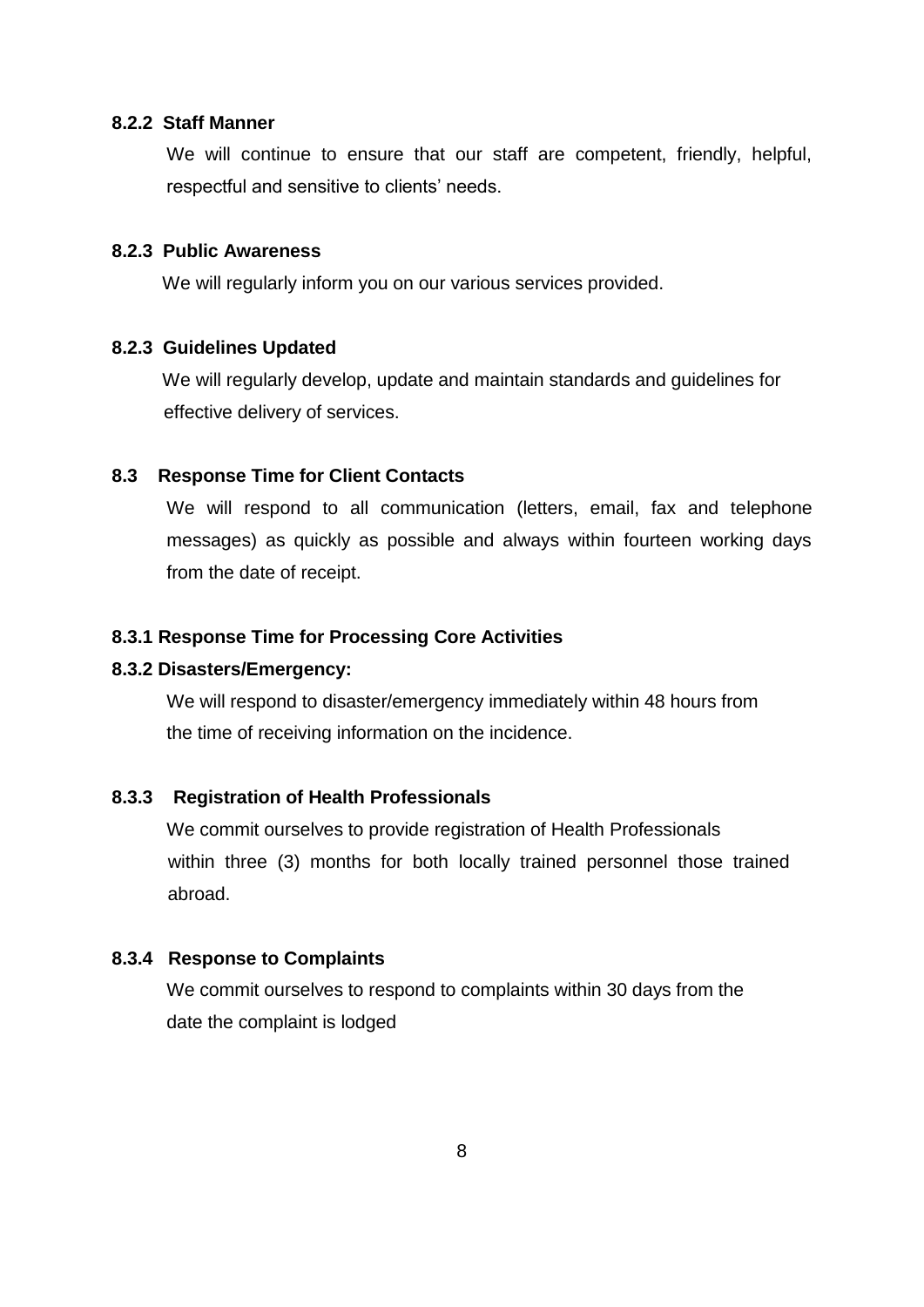#### 8.2.2 Staff Manner

We will continue to ensure that our staff are competent, friendly, helpful, respectful and sensitive to clients' needs.

#### 8.2.3 Public Awareness

We will regularly inform you on our various services provided.

#### 8.2.3 Guidelines Updated

We will regularly develop, update and maintain standards and guidelines for effective delivery of services.

### 8.3 Response Time for Client Contacts

We will respond to all communication (letters, email, fax and telephone messages) as quickly as possible and always within fourteen working days from the date of receipt.

#### 8.3.1 Response Time for Processing Core Activities

#### 8.3.2 Disasters/Emergency:

We will respond to disaster/emergency immediately within 48 hours from the time of receiving information on the incidence.

#### 8.3.3 Registration of Health Professionals

We commit ourselves to provide registration of Health Professionals within three (3) months for both locally trained personnel those trained abroad.

#### 8.3.4 Response to Complaints

We commit ourselves to respond to complaints within 30 days from the date the complaint is lodged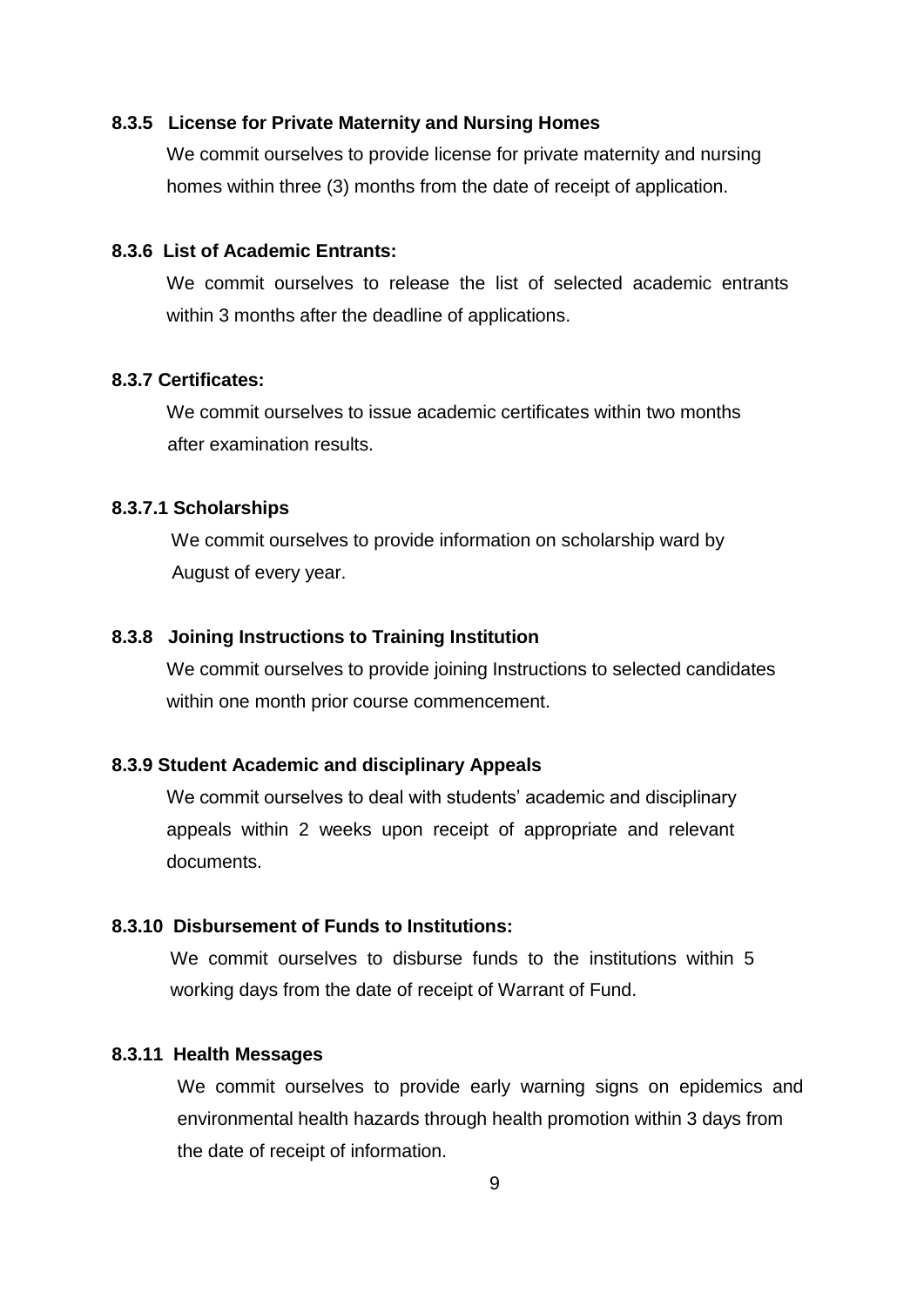#### 8.3.5 License for Private Maternity and Nursing Homes

We commit ourselves to provide license for private maternity and nursing homes within three (3) months from the date of receipt of application.

#### 8.3.6 List of Academic Entrants:

We commit ourselves to release the list of selected academic entrants within 3 months after the deadline of applications.

#### 8.3.7 Certificates:

We commit ourselves to issue academic certificates within two months after examination results.

##### 8.3.7.1 Scholarships

We commit ourselves to provide information on scholarship ward by August of every year.

#### 8.3.8 Joining Instructions to Training Institution

We commit ourselves to provide joining Instructions to selected candidates within one month prior course commencement.

#### 8.3.9 Student Academic and disciplinary Appeals

We commit ourselves to deal with students' academic and disciplinary appeals within 2 weeks upon receipt of appropriate and relevant documents.

#### 8.3.10 Disbursement of Funds to Institutions:

We commit ourselves to disburse funds to the institutions within 5 working days from the date of receipt of Warrant of Fund.

#### 8.3.11 Health Messages

We commit ourselves to provide early warning signs on epidemics and environmental health hazards through health promotion within 3 days from the date of receipt of information.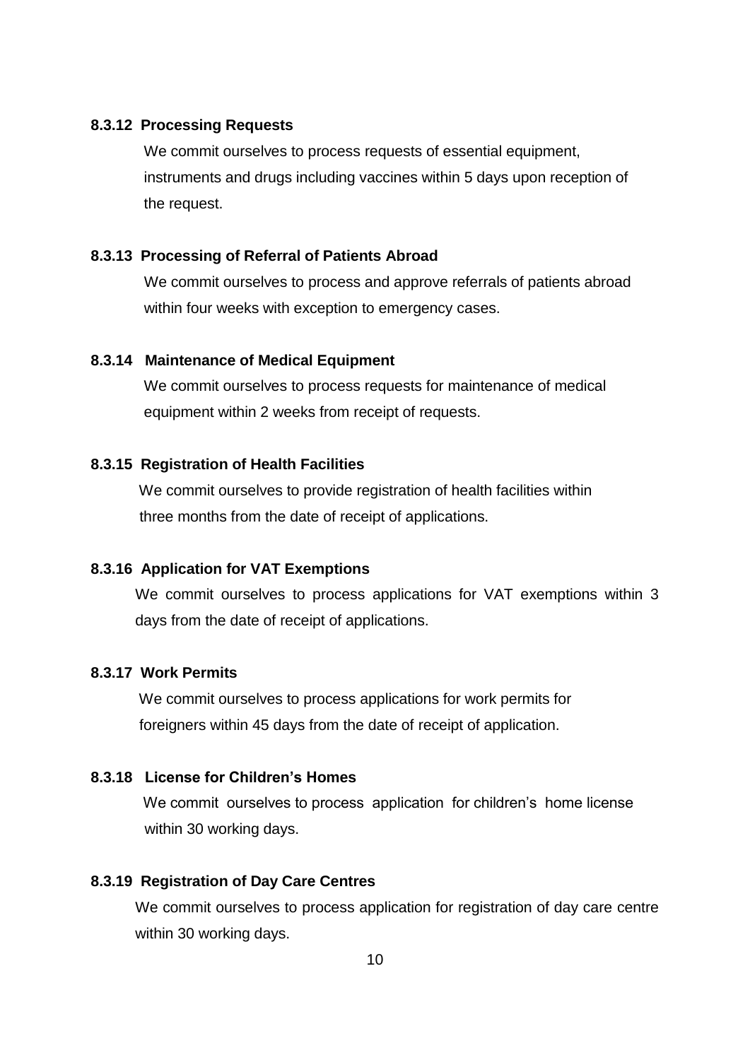#### 8.3.12 Processing Requests

We commit ourselves to process requests of essential equipment, instruments and drugs including vaccines within 5 days upon reception of the request.

#### 8.3.13 Processing of Referral of Patients Abroad

We commit ourselves to process and approve referrals of patients abroad within four weeks with exception to emergency cases.

#### 8.3.14 Maintenance of Medical Equipment

We commit ourselves to process requests for maintenance of medical equipment within 2 weeks from receipt of requests.

#### 8.3.15 Registration of Health Facilities

We commit ourselves to provide registration of health facilities within three months from the date of receipt of applications.

#### 8.3.16 Application for VAT Exemptions

We commit ourselves to process applications for VAT exemptions within 3 days from the date of receipt of applications.

#### 8.3.17 Work Permits

We commit ourselves to process applications for work permits for foreigners within 45 days from the date of receipt of application.

#### 8.3.18 License for Children's Homes

We commit ourselves to process application for children's home license within 30 working days.

#### 8.3.19 Registration of Day Care Centres

We commit ourselves to process application for registration of day care centre within 30 working days.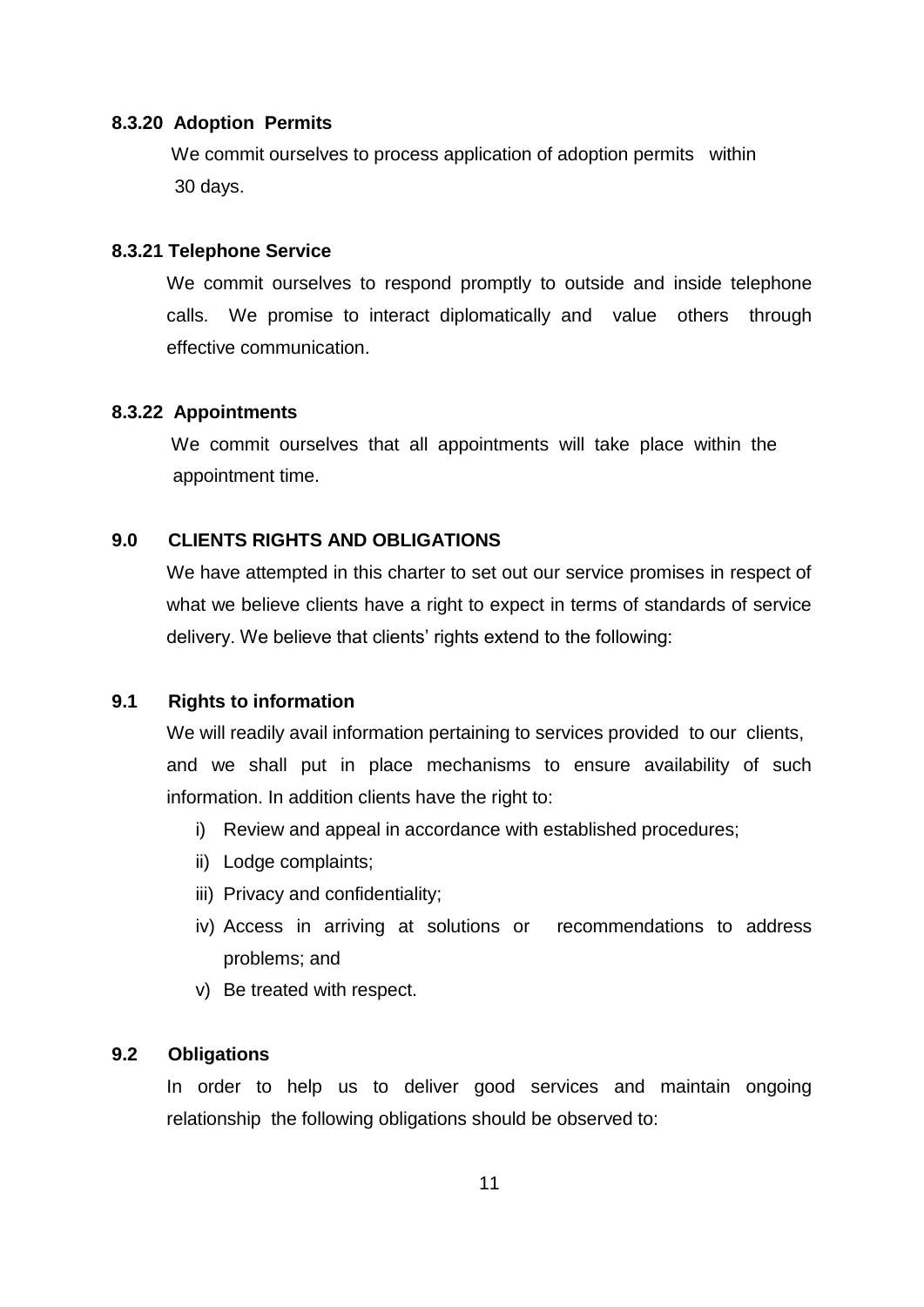#### 8.3.20 Adoption Permits

We commit ourselves to process application of adoption permits within 30 days.

#### 8.3.21 Telephone Service

We commit ourselves to respond promptly to outside and inside telephone calls. We promise to interact diplomatically and value others through effective communication.

#### 8.3.22 Appointments

We commit ourselves that all appointments will take place within the appointment time.

## 9.0 CLIENTS RIGHTS AND OBLIGATIONS

We have attempted in this charter to set out our service promises in respect of what we believe clients have a right to expect in terms of standards of service delivery. We believe that clients' rights extend to the following:

### 9.1 Rights to information

We will readily avail information pertaining to services provided to our clients, and we shall put in place mechanisms to ensure availability of such information. In addition clients have the right to:

i) Review and appeal in accordance with established procedures;
ii) Lodge complaints;
iii) Privacy and confidentiality;
iv) Access in arriving at solutions or recommendations to address problems; and
v) Be treated with respect.

### 9.2 Obligations

In order to help us to deliver good services and maintain ongoing relationship the following obligations should be observed to: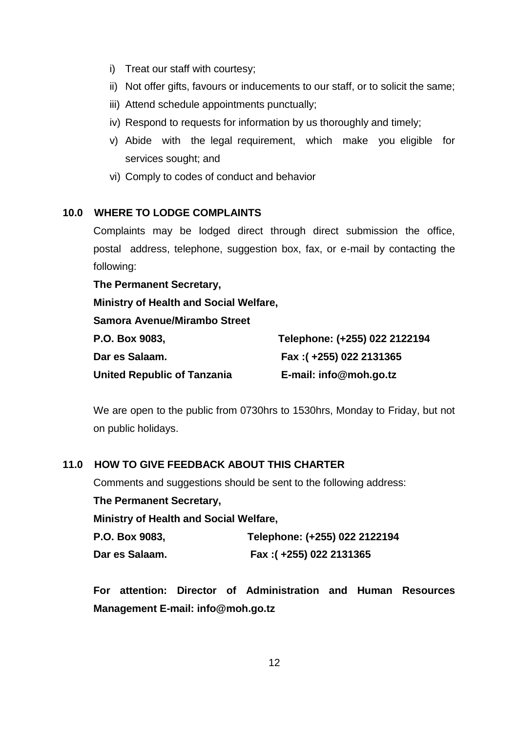i) Treat our staff with courtesy;
ii) Not offer gifts, favours or inducements to our staff, or to solicit the same;
iii) Attend schedule appointments punctually;
iv) Respond to requests for information by us thoroughly and timely;
v) Abide with the legal requirement, which make you eligible for services sought; and
vi) Comply to codes of conduct and behavior

## 10.0 WHERE TO LODGE COMPLAINTS

Complaints may be lodged direct through direct submission the office, postal address, telephone, suggestion box, fax, or e-mail by contacting the following:

**The Permanent Secretary,**
**Ministry of Health and Social Welfare,**
**Samora Avenue/Mirambo Street**
**P.O. Box 9083,** **Telephone: (+255) 022 2122194**
**Dar es Salaam.** **Fax :( +255) 022 2131365**
**United Republic of Tanzania** **E-mail: info@moh.go.tz**

We are open to the public from 0730hrs to 1530hrs, Monday to Friday, but not on public holidays.

## 11.0 HOW TO GIVE FEEDBACK ABOUT THIS CHARTER

Comments and suggestions should be sent to the following address:

**The Permanent Secretary,**
**Ministry of Health and Social Welfare,**
**P.O. Box 9083,** **Telephone: (+255) 022 2122194**
**Dar es Salaam.** **Fax :( +255) 022 2131365**

**For attention: Director of Administration and Human Resources Management E-mail: info@moh.go.tz**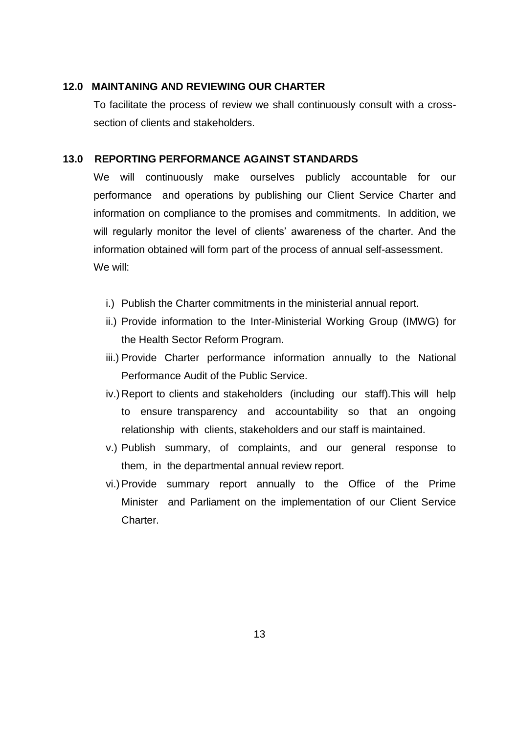## 12.0 MAINTANING AND REVIEWING OUR CHARTER

To facilitate the process of review we shall continuously consult with a cross-section of clients and stakeholders.

## 13.0 REPORTING PERFORMANCE AGAINST STANDARDS

We will continuously make ourselves publicly accountable for our performance and operations by publishing our Client Service Charter and information on compliance to the promises and commitments. In addition, we will regularly monitor the level of clients' awareness of the charter. And the information obtained will form part of the process of annual self-assessment.

We will:

i.) Publish the Charter commitments in the ministerial annual report.

ii.) Provide information to the Inter-Ministerial Working Group (IMWG) for the Health Sector Reform Program.

iii.) Provide Charter performance information annually to the National Performance Audit of the Public Service.

iv.) Report to clients and stakeholders (including our staff).This will help to ensure transparency and accountability so that an ongoing relationship with clients, stakeholders and our staff is maintained.

v.) Publish summary, of complaints, and our general response to them, in the departmental annual review report.

vi.) Provide summary report annually to the Office of the Prime Minister and Parliament on the implementation of our Client Service Charter.